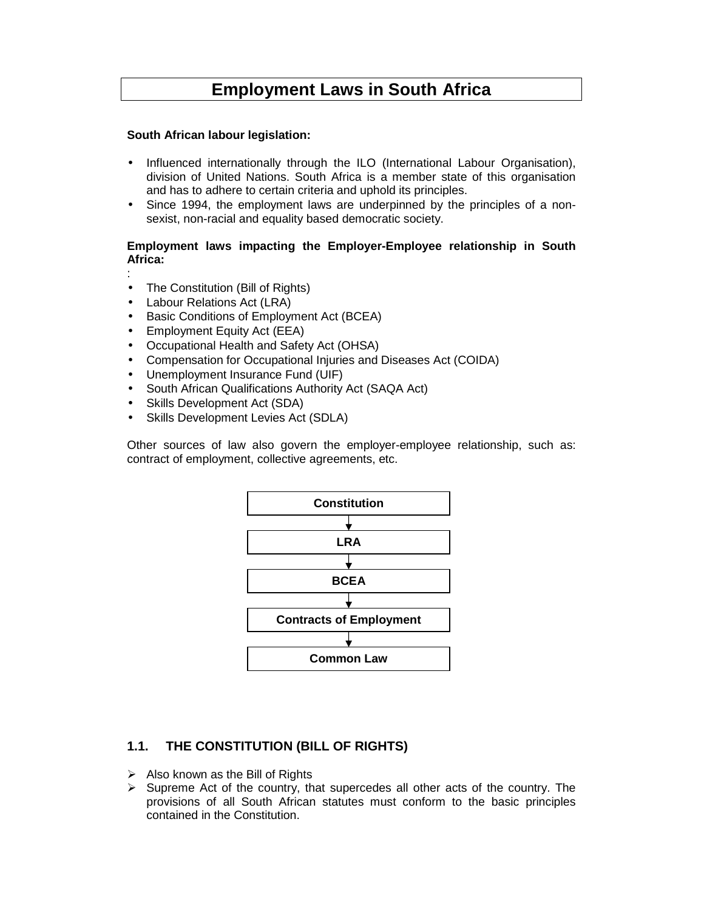# Employment Laws in South Africa

**South African labour legislation:**

- Influenced internationally through the ILO (International Labour Organisation), division of United Nations. South Africa is a member state of this organisation and has to adhere to certain criteria and uphold its principles.
- Since 1994, the employment laws are underpinned by the principles of a non-sexist, non-racial and equality based democratic society.

**Employment laws impacting the Employer-Employee relationship in South Africa:**

:

- The Constitution (Bill of Rights)
- Labour Relations Act (LRA)
- Basic Conditions of Employment Act (BCEA)
- Employment Equity Act (EEA)
- Occupational Health and Safety Act (OHSA)
- Compensation for Occupational Injuries and Diseases Act (COIDA)
- Unemployment Insurance Fund (UIF)
- South African Qualifications Authority Act (SAQA Act)
- Skills Development Act (SDA)
- Skills Development Levies Act (SDLA)

Other sources of law also govern the employer-employee relationship, such as: contract of employment, collective agreements, etc.

**Constitution**
↓
**LRA**
↓
**BCEA**
↓
**Contracts of Employment**
↓
**Common Law**

## 1.1. THE CONSTITUTION (BILL OF RIGHTS)

- Also known as the Bill of Rights
- Supreme Act of the country, that supercedes all other acts of the country. The provisions of all South African statutes must conform to the basic principles contained in the Constitution.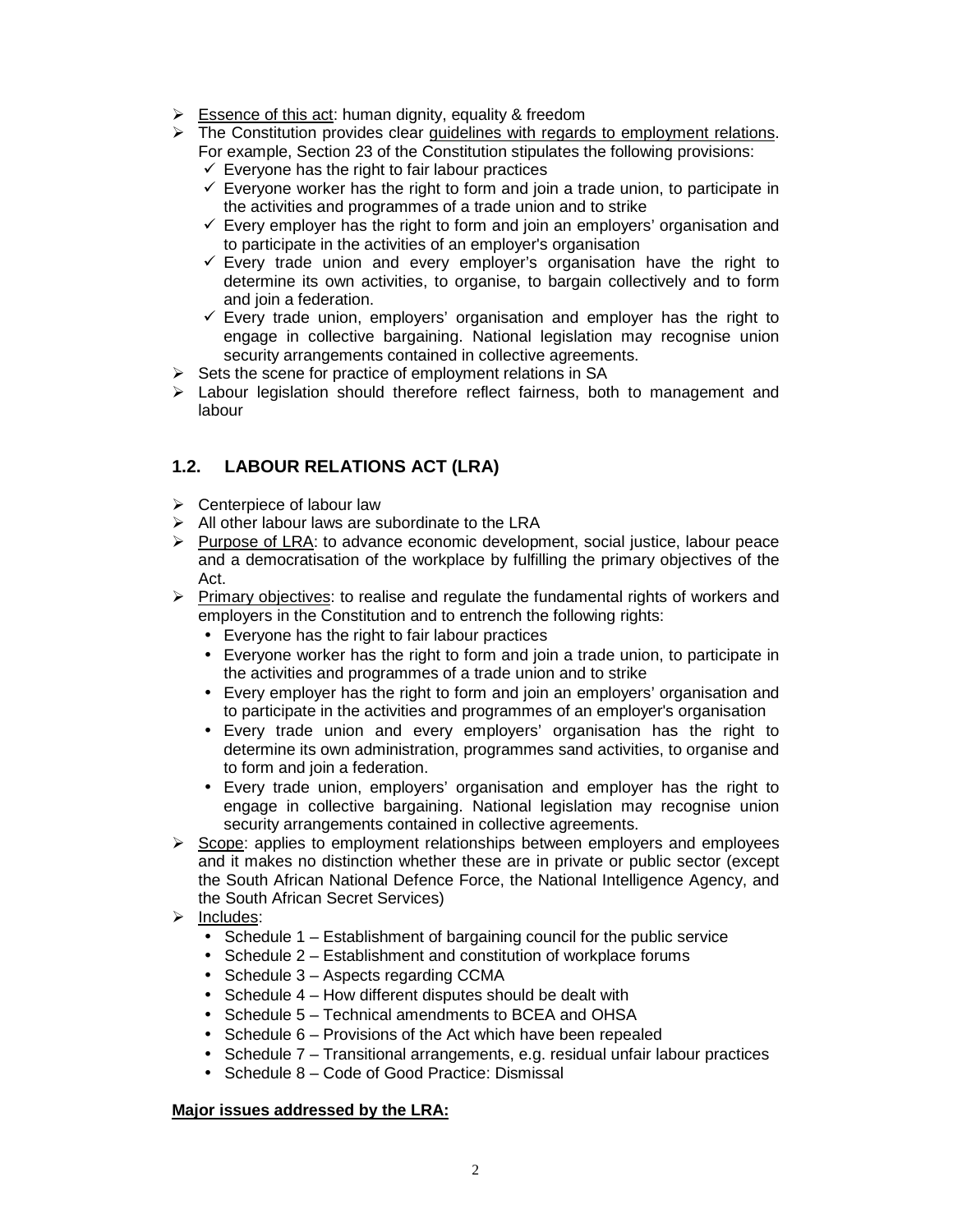- <u>Essence of this act</u>: human dignity, equality & freedom
- The Constitution provides clear <u>guidelines with regards to employment relations</u>. For example, Section 23 of the Constitution stipulates the following provisions:
  - ✓ Everyone has the right to fair labour practices
  - ✓ Everyone worker has the right to form and join a trade union, to participate in the activities and programmes of a trade union and to strike
  - ✓ Every employer has the right to form and join an employers' organisation and to participate in the activities of an employer's organisation
  - ✓ Every trade union and every employer's organisation have the right to determine its own activities, to organise, to bargain collectively and to form and join a federation.
  - ✓ Every trade union, employers' organisation and employer has the right to engage in collective bargaining. National legislation may recognise union security arrangements contained in collective agreements.
- Sets the scene for practice of employment relations in SA
- Labour legislation should therefore reflect fairness, both to management and labour

## 1.2. LABOUR RELATIONS ACT (LRA)

- Centerpiece of labour law
- All other labour laws are subordinate to the LRA
- <u>Purpose of LRA</u>: to advance economic development, social justice, labour peace and a democratisation of the workplace by fulfilling the primary objectives of the Act.
- <u>Primary objectives</u>: to realise and regulate the fundamental rights of workers and employers in the Constitution and to entrench the following rights:
  - Everyone has the right to fair labour practices
  - Everyone worker has the right to form and join a trade union, to participate in the activities and programmes of a trade union and to strike
  - Every employer has the right to form and join an employers' organisation and to participate in the activities and programmes of an employer's organisation
  - Every trade union and every employers' organisation has the right to determine its own administration, programmes sand activities, to organise and to form and join a federation.
  - Every trade union, employers' organisation and employer has the right to engage in collective bargaining. National legislation may recognise union security arrangements contained in collective agreements.
- <u>Scope</u>: applies to employment relationships between employers and employees and it makes no distinction whether these are in private or public sector (except the South African National Defence Force, the National Intelligence Agency, and the South African Secret Services)
- <u>Includes</u>:
  - Schedule 1 – Establishment of bargaining council for the public service
  - Schedule 2 – Establishment and constitution of workplace forums
  - Schedule 3 – Aspects regarding CCMA
  - Schedule 4 – How different disputes should be dealt with
  - Schedule 5 – Technical amendments to BCEA and OHSA
  - Schedule 6 – Provisions of the Act which have been repealed
  - Schedule 7 – Transitional arrangements, e.g. residual unfair labour practices
  - Schedule 8 – Code of Good Practice: Dismissal

**<u>Major issues addressed by the LRA:</u>**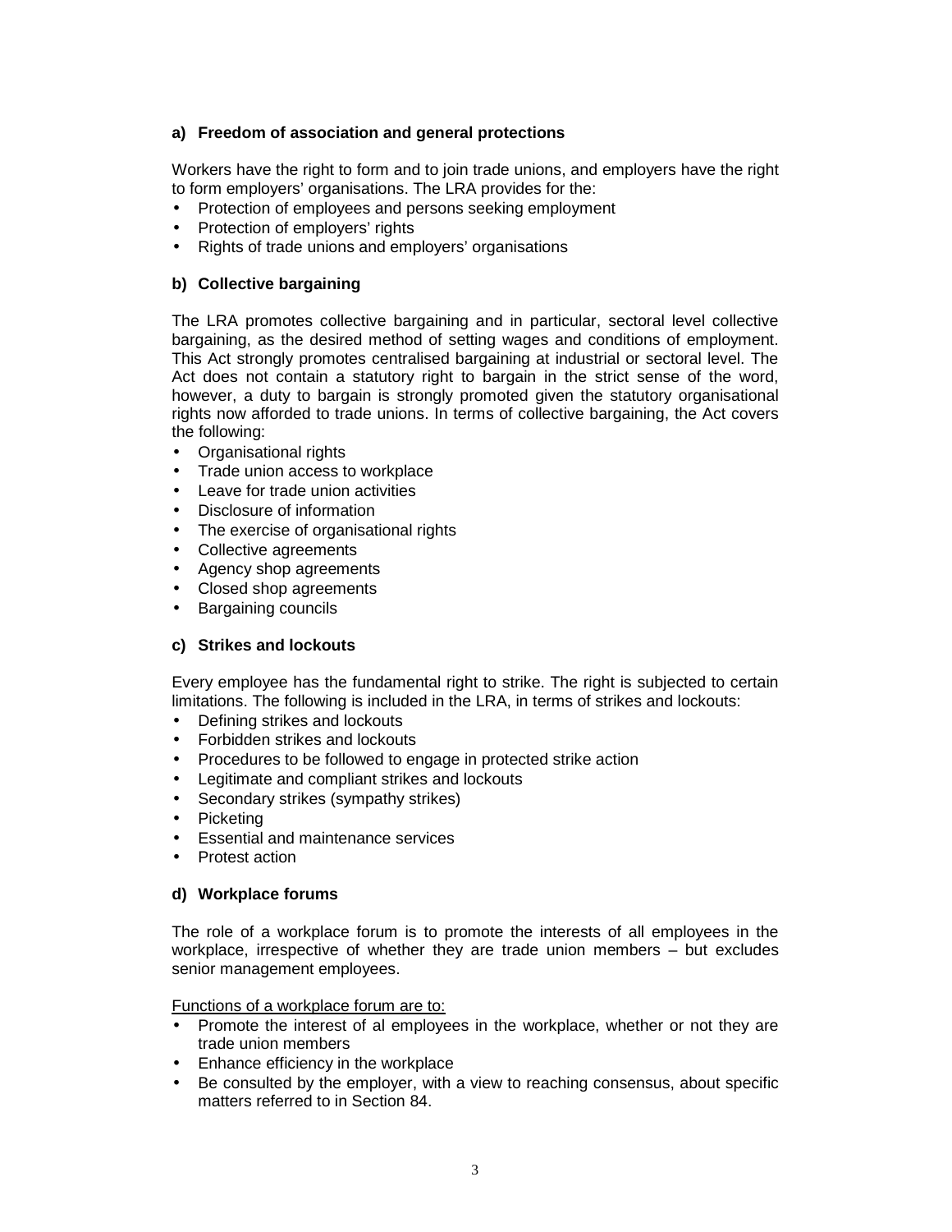**a) Freedom of association and general protections**

Workers have the right to form and to join trade unions, and employers have the right to form employers' organisations. The LRA provides for the:

- Protection of employees and persons seeking employment
- Protection of employers' rights
- Rights of trade unions and employers' organisations

**b) Collective bargaining**

The LRA promotes collective bargaining and in particular, sectoral level collective bargaining, as the desired method of setting wages and conditions of employment. This Act strongly promotes centralised bargaining at industrial or sectoral level. The Act does not contain a statutory right to bargain in the strict sense of the word, however, a duty to bargain is strongly promoted given the statutory organisational rights now afforded to trade unions. In terms of collective bargaining, the Act covers the following:

- Organisational rights
- Trade union access to workplace
- Leave for trade union activities
- Disclosure of information
- The exercise of organisational rights
- Collective agreements
- Agency shop agreements
- Closed shop agreements
- Bargaining councils

**c) Strikes and lockouts**

Every employee has the fundamental right to strike. The right is subjected to certain limitations. The following is included in the LRA, in terms of strikes and lockouts:

- Defining strikes and lockouts
- Forbidden strikes and lockouts
- Procedures to be followed to engage in protected strike action
- Legitimate and compliant strikes and lockouts
- Secondary strikes (sympathy strikes)
- Picketing
- Essential and maintenance services
- Protest action

**d) Workplace forums**

The role of a workplace forum is to promote the interests of all employees in the workplace, irrespective of whether they are trade union members – but excludes senior management employees.

<u>Functions of a workplace forum are to:</u>

- Promote the interest of al employees in the workplace, whether or not they are trade union members
- Enhance efficiency in the workplace
- Be consulted by the employer, with a view to reaching consensus, about specific matters referred to in Section 84.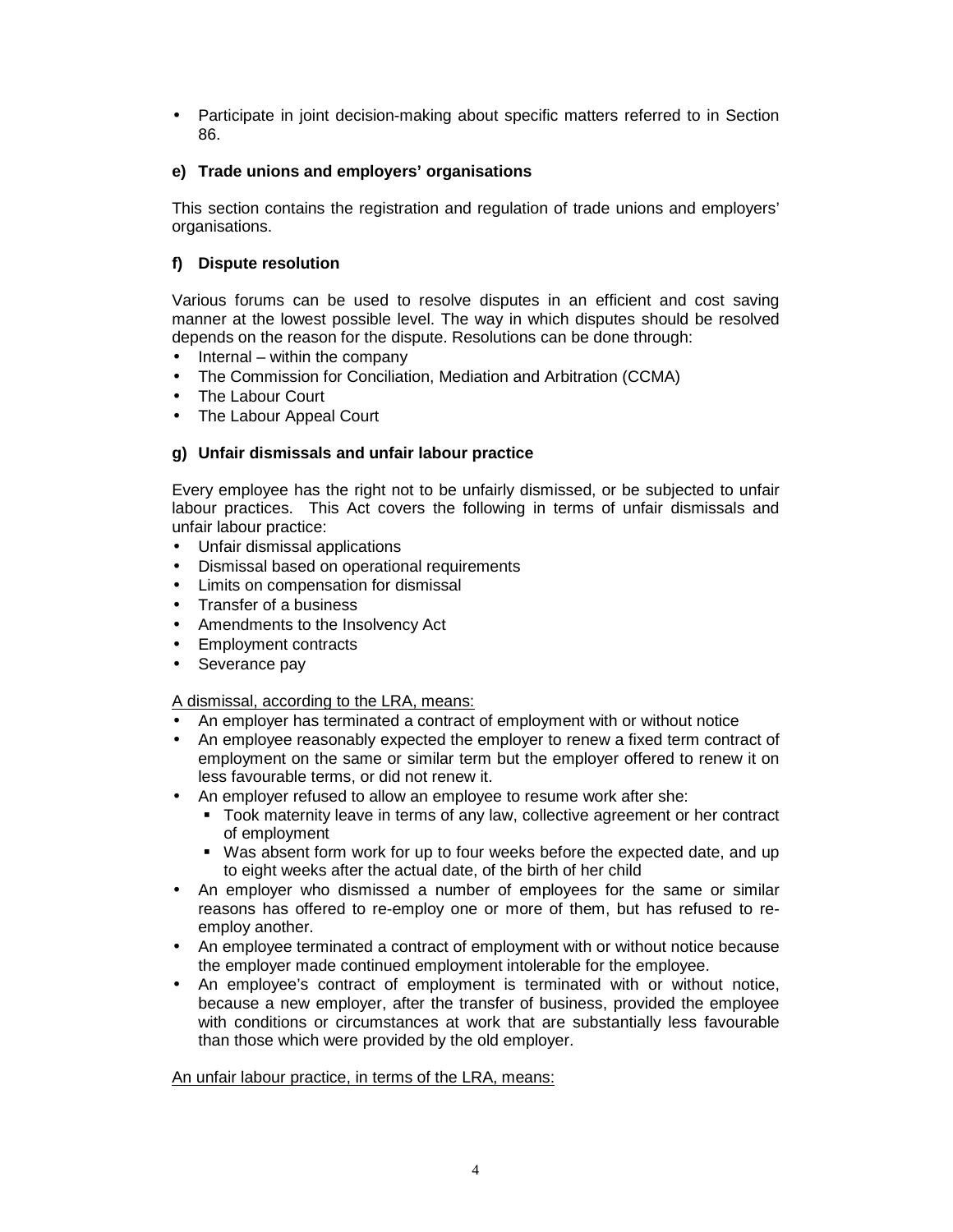- Participate in joint decision-making about specific matters referred to in Section 86.

#### e) Trade unions and employers' organisations

This section contains the registration and regulation of trade unions and employers' organisations.

#### f) Dispute resolution

Various forums can be used to resolve disputes in an efficient and cost saving manner at the lowest possible level. The way in which disputes should be resolved depends on the reason for the dispute. Resolutions can be done through:

- Internal – within the company
- The Commission for Conciliation, Mediation and Arbitration (CCMA)
- The Labour Court
- The Labour Appeal Court

#### g) Unfair dismissals and unfair labour practice

Every employee has the right not to be unfairly dismissed, or be subjected to unfair labour practices. This Act covers the following in terms of unfair dismissals and unfair labour practice:

- Unfair dismissal applications
- Dismissal based on operational requirements
- Limits on compensation for dismissal
- Transfer of a business
- Amendments to the Insolvency Act
- Employment contracts
- Severance pay

<u>A dismissal, according to the LRA, means:</u>

- An employer has terminated a contract of employment with or without notice
- An employee reasonably expected the employer to renew a fixed term contract of employment on the same or similar term but the employer offered to renew it on less favourable terms, or did not renew it.
- An employer refused to allow an employee to resume work after she:
  - Took maternity leave in terms of any law, collective agreement or her contract of employment
  - Was absent form work for up to four weeks before the expected date, and up to eight weeks after the actual date, of the birth of her child
- An employer who dismissed a number of employees for the same or similar reasons has offered to re-employ one or more of them, but has refused to re-employ another.
- An employee terminated a contract of employment with or without notice because the employer made continued employment intolerable for the employee.
- An employee's contract of employment is terminated with or without notice, because a new employer, after the transfer of business, provided the employee with conditions or circumstances at work that are substantially less favourable than those which were provided by the old employer.

<u>An unfair labour practice, in terms of the LRA, means:</u>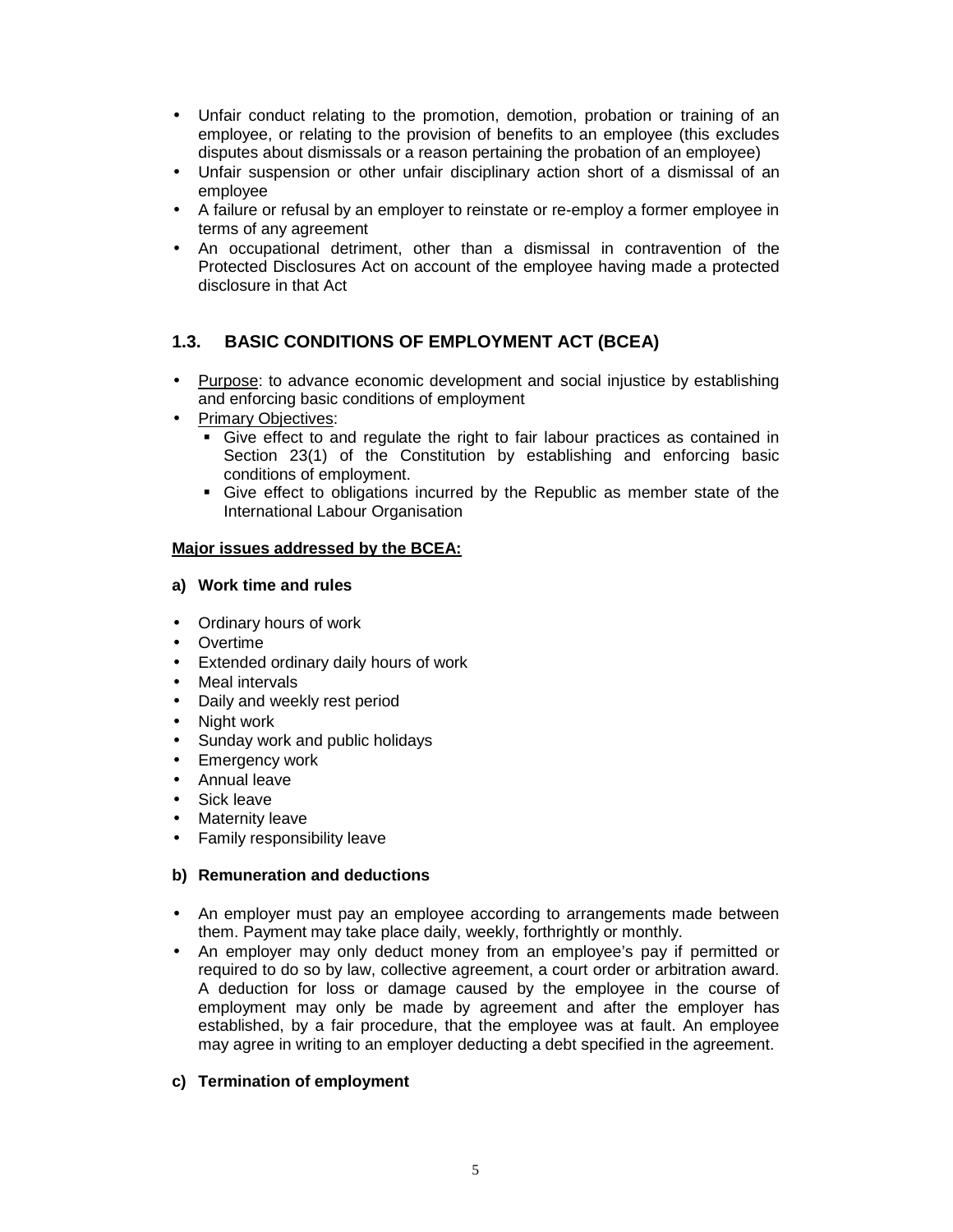- Unfair conduct relating to the promotion, demotion, probation or training of an employee, or relating to the provision of benefits to an employee (this excludes disputes about dismissals or a reason pertaining the probation of an employee)
- Unfair suspension or other unfair disciplinary action short of a dismissal of an employee
- A failure or refusal by an employer to reinstate or re-employ a former employee in terms of any agreement
- An occupational detriment, other than a dismissal in contravention of the Protected Disclosures Act on account of the employee having made a protected disclosure in that Act

## 1.3. BASIC CONDITIONS OF EMPLOYMENT ACT (BCEA)

- Purpose: to advance economic development and social injustice by establishing and enforcing basic conditions of employment
- Primary Objectives:
  - Give effect to and regulate the right to fair labour practices as contained in Section 23(1) of the Constitution by establishing and enforcing basic conditions of employment.
  - Give effect to obligations incurred by the Republic as member state of the International Labour Organisation

**Major issues addressed by the BCEA:**

**a) Work time and rules**

- Ordinary hours of work
- Overtime
- Extended ordinary daily hours of work
- Meal intervals
- Daily and weekly rest period
- Night work
- Sunday work and public holidays
- Emergency work
- Annual leave
- Sick leave
- Maternity leave
- Family responsibility leave

**b) Remuneration and deductions**

- An employer must pay an employee according to arrangements made between them. Payment may take place daily, weekly, forthrightly or monthly.
- An employer may only deduct money from an employee's pay if permitted or required to do so by law, collective agreement, a court order or arbitration award. A deduction for loss or damage caused by the employee in the course of employment may only be made by agreement and after the employer has established, by a fair procedure, that the employee was at fault. An employee may agree in writing to an employer deducting a debt specified in the agreement.

**c) Termination of employment**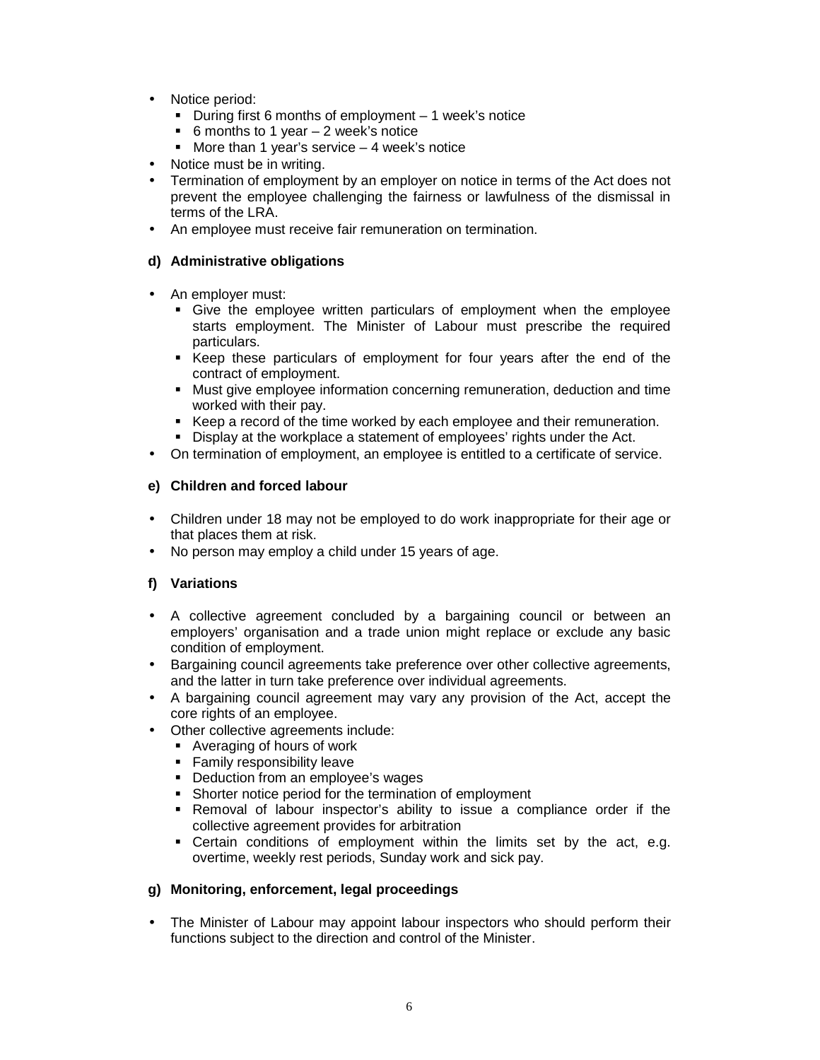- Notice period:
  - During first 6 months of employment – 1 week's notice
  - 6 months to 1 year – 2 week's notice
  - More than 1 year's service – 4 week's notice
- Notice must be in writing.
- Termination of employment by an employer on notice in terms of the Act does not prevent the employee challenging the fairness or lawfulness of the dismissal in terms of the LRA.
- An employee must receive fair remuneration on termination.

**d) Administrative obligations**

- An employer must:
  - Give the employee written particulars of employment when the employee starts employment. The Minister of Labour must prescribe the required particulars.
  - Keep these particulars of employment for four years after the end of the contract of employment.
  - Must give employee information concerning remuneration, deduction and time worked with their pay.
  - Keep a record of the time worked by each employee and their remuneration.
  - Display at the workplace a statement of employees' rights under the Act.
- On termination of employment, an employee is entitled to a certificate of service.

**e) Children and forced labour**

- Children under 18 may not be employed to do work inappropriate for their age or that places them at risk.
- No person may employ a child under 15 years of age.

**f) Variations**

- A collective agreement concluded by a bargaining council or between an employers' organisation and a trade union might replace or exclude any basic condition of employment.
- Bargaining council agreements take preference over other collective agreements, and the latter in turn take preference over individual agreements.
- A bargaining council agreement may vary any provision of the Act, accept the core rights of an employee.
- Other collective agreements include:
  - Averaging of hours of work
  - Family responsibility leave
  - Deduction from an employee's wages
  - Shorter notice period for the termination of employment
  - Removal of labour inspector's ability to issue a compliance order if the collective agreement provides for arbitration
  - Certain conditions of employment within the limits set by the act, e.g. overtime, weekly rest periods, Sunday work and sick pay.

**g) Monitoring, enforcement, legal proceedings**

- The Minister of Labour may appoint labour inspectors who should perform their functions subject to the direction and control of the Minister.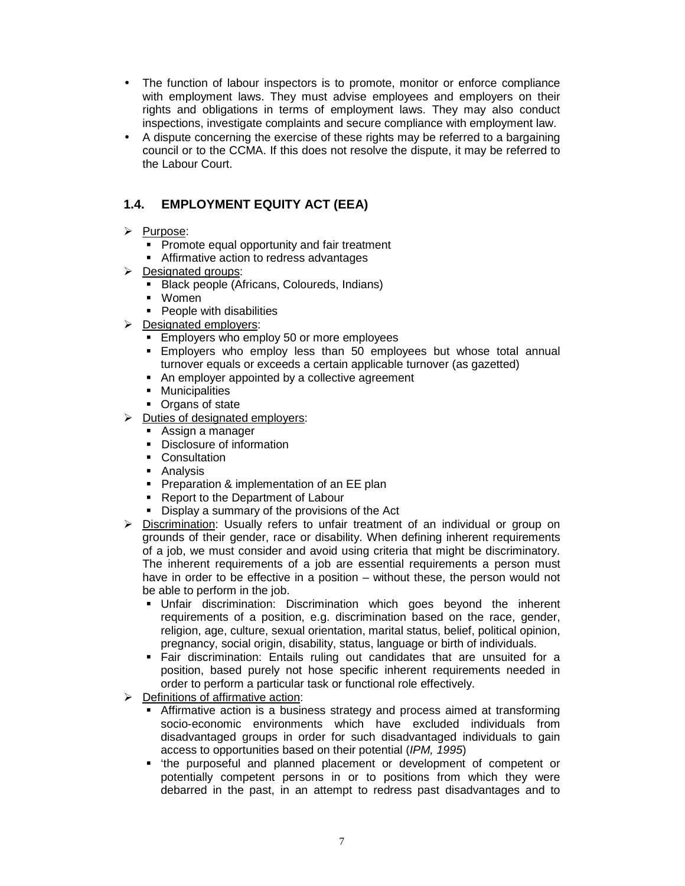- The function of labour inspectors is to promote, monitor or enforce compliance with employment laws. They must advise employees and employers on their rights and obligations in terms of employment laws. They may also conduct inspections, investigate complaints and secure compliance with employment law.
- A dispute concerning the exercise of these rights may be referred to a bargaining council or to the CCMA. If this does not resolve the dispute, it may be referred to the Labour Court.

## 1.4. EMPLOYMENT EQUITY ACT (EEA)

- Purpose:
  - Promote equal opportunity and fair treatment
  - Affirmative action to redress advantages
- Designated groups:
  - Black people (Africans, Coloureds, Indians)
  - Women
  - People with disabilities
- Designated employers:
  - Employers who employ 50 or more employees
  - Employers who employ less than 50 employees but whose total annual turnover equals or exceeds a certain applicable turnover (as gazetted)
  - An employer appointed by a collective agreement
  - Municipalities
  - Organs of state
- Duties of designated employers:
  - Assign a manager
  - Disclosure of information
  - Consultation
  - Analysis
  - Preparation & implementation of an EE plan
  - Report to the Department of Labour
  - Display a summary of the provisions of the Act
- Discrimination: Usually refers to unfair treatment of an individual or group on grounds of their gender, race or disability. When defining inherent requirements of a job, we must consider and avoid using criteria that might be discriminatory. The inherent requirements of a job are essential requirements a person must have in order to be effective in a position – without these, the person would not be able to perform in the job.
  - Unfair discrimination: Discrimination which goes beyond the inherent requirements of a position, e.g. discrimination based on the race, gender, religion, age, culture, sexual orientation, marital status, belief, political opinion, pregnancy, social origin, disability, status, language or birth of individuals.
  - Fair discrimination: Entails ruling out candidates that are unsuited for a position, based purely not hose specific inherent requirements needed in order to perform a particular task or functional role effectively.
- Definitions of affirmative action:
  - Affirmative action is a business strategy and process aimed at transforming socio-economic environments which have excluded individuals from disadvantaged groups in order for such disadvantaged individuals to gain access to opportunities based on their potential (*IPM, 1995*)
  - 'the purposeful and planned placement or development of competent or potentially competent persons in or to positions from which they were debarred in the past, in an attempt to redress past disadvantages and to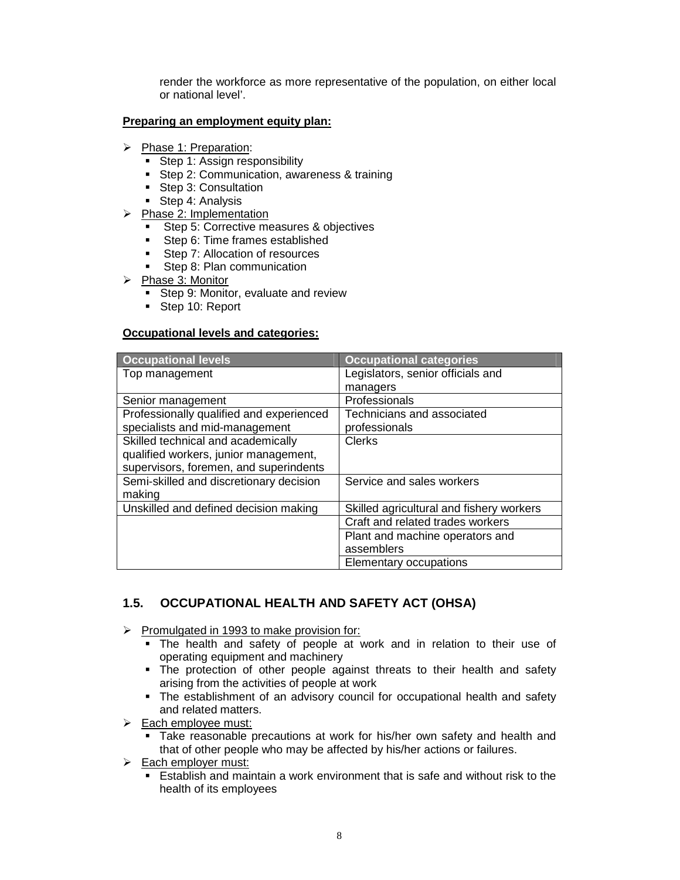render the workforce as more representative of the population, on either local or national level'.

**Preparing an employment equity plan:**

- Phase 1: Preparation:
  - Step 1: Assign responsibility
  - Step 2: Communication, awareness & training
  - Step 3: Consultation
  - Step 4: Analysis
- Phase 2: Implementation
  - Step 5: Corrective measures & objectives
  - Step 6: Time frames established
  - Step 7: Allocation of resources
  - Step 8: Plan communication
- Phase 3: Monitor
  - Step 9: Monitor, evaluate and review
  - Step 10: Report

**Occupational levels and categories:**

| Occupational levels | Occupational categories |
|---|---|
| Top management | Legislators, senior officials and managers |
| Senior management | Professionals |
| Professionally qualified and experienced specialists and mid-management | Technicians and associated professionals |
| Skilled technical and academically qualified workers, junior management, supervisors, foremen, and superintendents | Clerks |
| Semi-skilled and discretionary decision making | Service and sales workers |
| Unskilled and defined decision making | Skilled agricultural and fishery workers |
| | Craft and related trades workers |
| | Plant and machine operators and assemblers |
| | Elementary occupations |

## 1.5. OCCUPATIONAL HEALTH AND SAFETY ACT (OHSA)

- Promulgated in 1993 to make provision for:
  - The health and safety of people at work and in relation to their use of operating equipment and machinery
  - The protection of other people against threats to their health and safety arising from the activities of people at work
  - The establishment of an advisory council for occupational health and safety and related matters.
- Each employee must:
  - Take reasonable precautions at work for his/her own safety and health and that of other people who may be affected by his/her actions or failures.
- Each employer must:
  - Establish and maintain a work environment that is safe and without risk to the health of its employees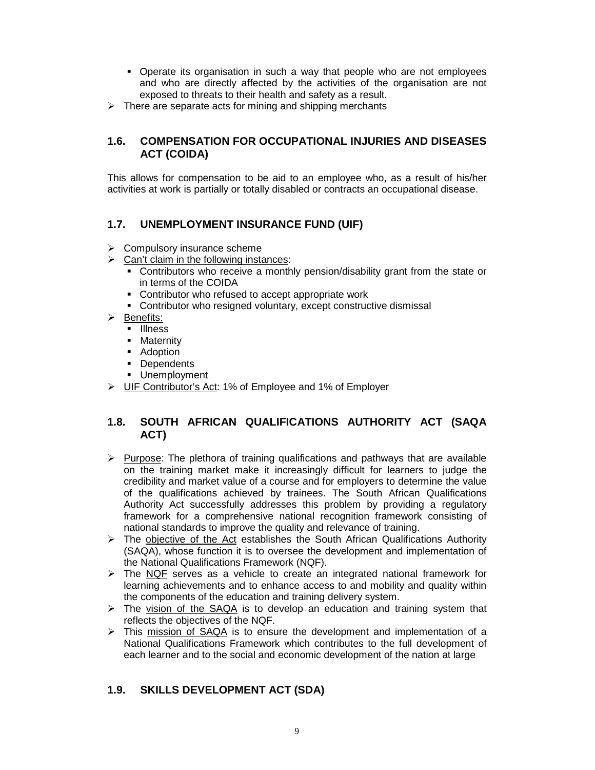- Operate its organisation in such a way that people who are not employees and who are directly affected by the activities of the organisation are not exposed to threats to their health and safety as a result.
- There are separate acts for mining and shipping merchants

## 1.6. COMPENSATION FOR OCCUPATIONAL INJURIES AND DISEASES ACT (COIDA)

This allows for compensation to be aid to an employee who, as a result of his/her activities at work is partially or totally disabled or contracts an occupational disease.

## 1.7. UNEMPLOYMENT INSURANCE FUND (UIF)

- Compulsory insurance scheme
- <u>Can't claim in the following instances</u>:
  - Contributors who receive a monthly pension/disability grant from the state or in terms of the COIDA
  - Contributor who refused to accept appropriate work
  - Contributor who resigned voluntary, except constructive dismissal
- <u>Benefits:</u>
  - Illness
  - Maternity
  - Adoption
  - Dependents
  - Unemployment
- <u>UIF Contributor's Act</u>: 1% of Employee and 1% of Employer

## 1.8. SOUTH AFRICAN QUALIFICATIONS AUTHORITY ACT (SAQA ACT)

- <u>Purpose</u>: The plethora of training qualifications and pathways that are available on the training market make it increasingly difficult for learners to judge the credibility and market value of a course and for employers to determine the value of the qualifications achieved by trainees. The South African Qualifications Authority Act successfully addresses this problem by providing a regulatory framework for a comprehensive national recognition framework consisting of national standards to improve the quality and relevance of training.
- The <u>objective of the Act</u> establishes the South African Qualifications Authority (SAQA), whose function it is to oversee the development and implementation of the National Qualifications Framework (NQF).
- The <u>NQF</u> serves as a vehicle to create an integrated national framework for learning achievements and to enhance access to and mobility and quality within the components of the education and training delivery system.
- The <u>vision of the SAQA</u> is to develop an education and training system that reflects the objectives of the NQF.
- This <u>mission of SAQA</u> is to ensure the development and implementation of a National Qualifications Framework which contributes to the full development of each learner and to the social and economic development of the nation at large

## 1.9. SKILLS DEVELOPMENT ACT (SDA)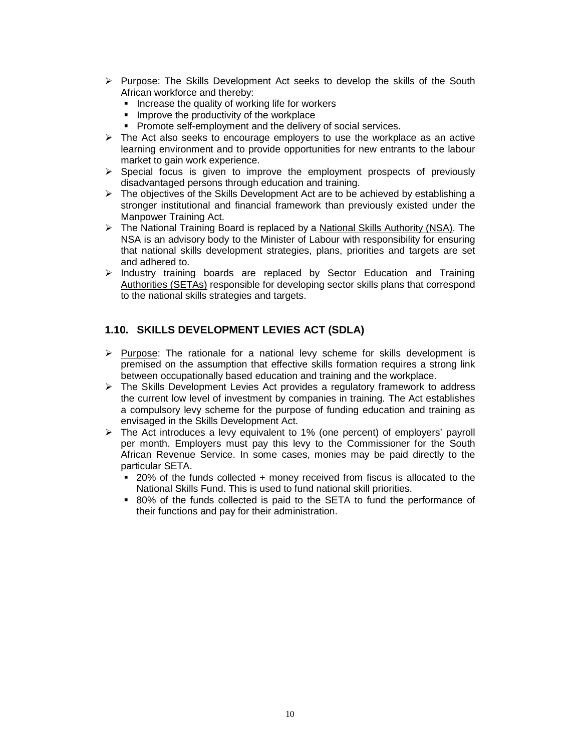- Purpose: The Skills Development Act seeks to develop the skills of the South African workforce and thereby:
  - Increase the quality of working life for workers
  - Improve the productivity of the workplace
  - Promote self-employment and the delivery of social services.
- The Act also seeks to encourage employers to use the workplace as an active learning environment and to provide opportunities for new entrants to the labour market to gain work experience.
- Special focus is given to improve the employment prospects of previously disadvantaged persons through education and training.
- The objectives of the Skills Development Act are to be achieved by establishing a stronger institutional and financial framework than previously existed under the Manpower Training Act.
- The National Training Board is replaced by a National Skills Authority (NSA). The NSA is an advisory body to the Minister of Labour with responsibility for ensuring that national skills development strategies, plans, priorities and targets are set and adhered to.
- Industry training boards are replaced by Sector Education and Training Authorities (SETAs) responsible for developing sector skills plans that correspond to the national skills strategies and targets.

## 1.10. SKILLS DEVELOPMENT LEVIES ACT (SDLA)

- Purpose: The rationale for a national levy scheme for skills development is premised on the assumption that effective skills formation requires a strong link between occupationally based education and training and the workplace.
- The Skills Development Levies Act provides a regulatory framework to address the current low level of investment by companies in training. The Act establishes a compulsory levy scheme for the purpose of funding education and training as envisaged in the Skills Development Act.
- The Act introduces a levy equivalent to 1% (one percent) of employers' payroll per month. Employers must pay this levy to the Commissioner for the South African Revenue Service. In some cases, monies may be paid directly to the particular SETA.
  - 20% of the funds collected + money received from fiscus is allocated to the National Skills Fund. This is used to fund national skill priorities.
  - 80% of the funds collected is paid to the SETA to fund the performance of their functions and pay for their administration.